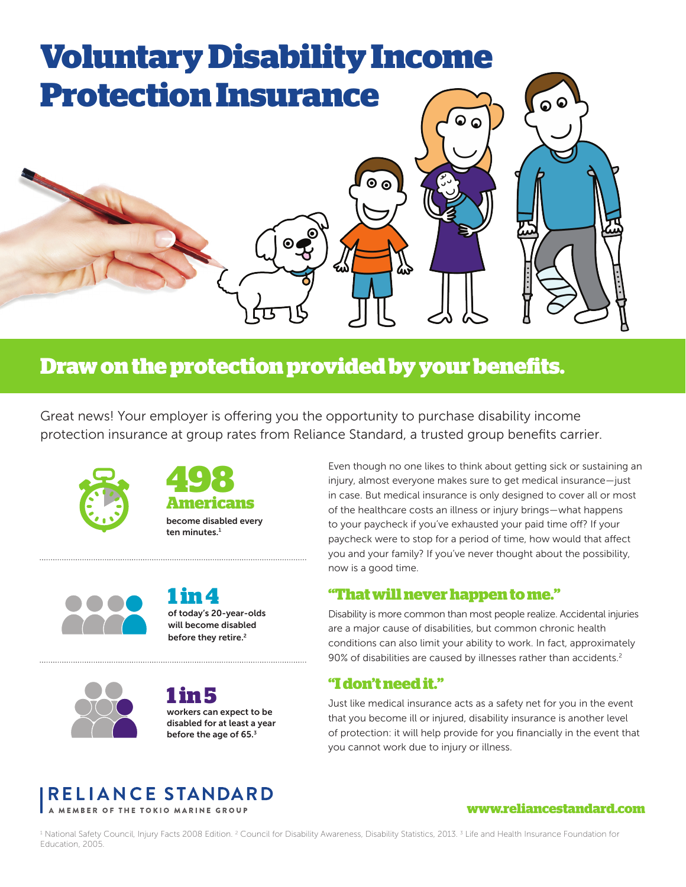# Voluntary Disability Income Protection Insurance

## Draw on the protection provided by your benefits.

Great news! Your employer is offering you the opportunity to purchase disability income protection insurance at group rates from Reliance Standard, a trusted group benefits carrier.

**498 Americans** become disabled every ten minutes.[1]

**1 in 4** of today's 20-year-olds will become disabled before they retire.[2]

**1 in 5** workers can expect to be disabled for at least a year before the age of 65.[3]

Even though no one likes to think about getting sick or sustaining an injury, almost everyone makes sure to get medical insurance—just in case. But medical insurance is only designed to cover all or most of the healthcare costs an illness or injury brings—what happens to your paycheck if you've exhausted your paid time off? If your paycheck were to stop for a period of time, how would that affect you and your family? If you've never thought about the possibility, now is a good time.

### "That will never happen to me."

Disability is more common than most people realize. Accidental injuries are a major cause of disabilities, but common chronic health conditions can also limit your ability to work. In fact, approximately 90% of disabilities are caused by illnesses rather than accidents.[2]

### "I don't need it."

Just like medical insurance acts as a safety net for you in the event that you become ill or injured, disability insurance is another level of protection: it will help provide for you financially in the event that you cannot work due to injury or illness.

RELIANCE STANDARD
A MEMBER OF THE TOKIO MARINE GROUP

www.reliancestandard.com

[1] National Safety Council, Injury Facts 2008 Edition. [2] Council for Disability Awareness, Disability Statistics, 2013. [3] Life and Health Insurance Foundation for Education, 2005.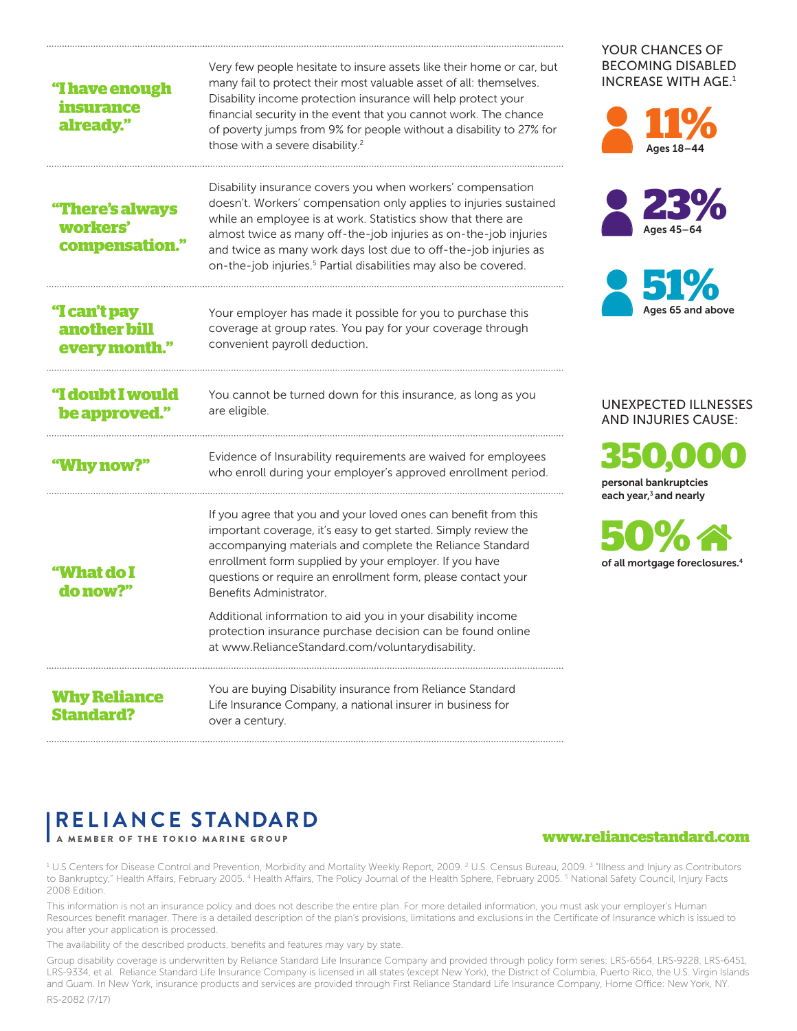**"I have enough insurance already."**

Very few people hesitate to insure assets like their home or car, but many fail to protect their most valuable asset of all: themselves. Disability income protection insurance will help protect your financial security in the event that you cannot work. The chance of poverty jumps from 9% for people without a disability to 27% for those with a severe disability.[2]

**"There's always workers' compensation."**

Disability insurance covers you when workers' compensation doesn't. Workers' compensation only applies to injuries sustained while an employee is at work. Statistics show that there are almost twice as many off-the-job injuries as on-the-job injuries and twice as many work days lost due to off-the-job injuries as on-the-job injuries.[5] Partial disabilities may also be covered.

**"I can't pay another bill every month."**

Your employer has made it possible for you to purchase this coverage at group rates. You pay for your coverage through convenient payroll deduction.

**"I doubt I would be approved."**

You cannot be turned down for this insurance, as long as you are eligible.

**"Why now?"**

Evidence of Insurability requirements are waived for employees who enroll during your employer's approved enrollment period.

**"What do I do now?"**

If you agree that you and your loved ones can benefit from this important coverage, it's easy to get started. Simply review the accompanying materials and complete the Reliance Standard enrollment form supplied by your employer. If you have questions or require an enrollment form, please contact your Benefits Administrator.

Additional information to aid you in your disability income protection insurance purchase decision can be found online at www.RelianceStandard.com/voluntarydisability.

**Why Reliance Standard?**

You are buying Disability insurance from Reliance Standard Life Insurance Company, a national insurer in business for over a century.

YOUR CHANCES OF BECOMING DISABLED INCREASE WITH AGE.[1]

**11%**
Ages 18–44

**23%**
Ages 45–64

**51%**
Ages 65 and above

UNEXPECTED ILLNESSES AND INJURIES CAUSE:

**350,000**
personal bankruptcies each year,[3] and nearly

**50%**
of all mortgage foreclosures.[4]

RELIANCE STANDARD
A MEMBER OF THE TOKIO MARINE GROUP

www.reliancestandard.com

[1] U.S Centers for Disease Control and Prevention, Morbidity and Mortality Weekly Report, 2009. [2] U.S. Census Bureau, 2009. [3] "Illness and Injury as Contributors to Bankruptcy," Health Affairs, February 2005. [4] Health Affairs, The Policy Journal of the Health Sphere, February 2005. [5] National Safety Council, Injury Facts 2008 Edition.

This information is not an insurance policy and does not describe the entire plan. For more detailed information, you must ask your employer's Human Resources benefit manager. There is a detailed description of the plan's provisions, limitations and exclusions in the Certificate of Insurance which is issued to you after your application is processed.

The availability of the described products, benefits and features may vary by state.

Group disability coverage is underwritten by Reliance Standard Life Insurance Company and provided through policy form series: LRS-6564, LRS-9228, LRS-6451, LRS-9334, et al. Reliance Standard Life Insurance Company is licensed in all states (except New York), the District of Columbia, Puerto Rico, the U.S. Virgin Islands and Guam. In New York, insurance products and services are provided through First Reliance Standard Life Insurance Company, Home Office: New York, NY.

RS-2082 (7/17)